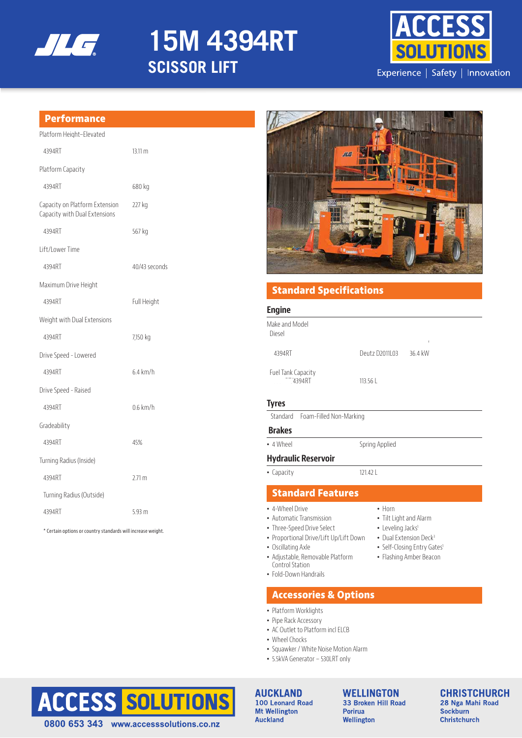# 15M 4394RT

## SCISSOR LIFT

ACCESS SOLUTIONS

Experience | Safety | Innovation

## Performance

| | |
|---|---|
| Platform Height–Elevated | |
| 4394RT | 13.11 m |
| Platform Capacity | |
| 4394RT | 680 kg |
| Capacity on Platform Extension<br>Capacity with Dual Extensions | 227 kg |
| 4394RT | 567 kg |
| Lift/Lower Time | |
| 4394RT | 40/43 seconds |
| Maximum Drive Height | |
| 4394RT | Full Height |
| Weight with Dual Extensions | |
| 4394RT | 7,150 kg |
| Drive Speed - Lowered | |
| 4394RT | 6.4 km/h |
| Drive Speed - Raised | |
| 4394RT | 0.6 km/h |
| Gradeability | |
| 4394RT | 45% |
| Turning Radius (Inside) | |
| 4394RT | 2.71 m |
| Turning Radius (Outside) | |
| 4394RT | 5.93 m |

* Certain options or country standards will increase weight.

## Standard Specifications

### Engine

Make and Model
Diesel

| | | |
|---|---|---|
| 4394RT | Deutz D2011L03 | 36.4 kW |

| | |
|---|---|
| Fuel Tank Capacity 4394RT | 113.56 L |

### Tyres

Standard Foam-Filled Non-Marking

### Brakes

- 4 Wheel — Spring Applied

### Hydraulic Reservoir

- Capacity — 121.42 L

## Standard Features

- 4-Wheel Drive
- Automatic Transmission
- Three-Speed Drive Select
- Proportional Drive/Lift Up/Lift Down
- Oscillating Axle
- Adjustable, Removable Platform Control Station
- Fold-Down Handrails
- Horn
- Tilt Light and Alarm
- Leveling Jacks[1]
- Dual Extension Deck[3]
- Self-Closing Entry Gates[1]
- Flashing Amber Beacon

## Accessories & Options

- Platform Worklights
- Pipe Rack Accessory
- AC Outlet to Platform incl ELCB
- Wheel Chocks
- Squawker / White Noise Motion Alarm
- 5.5kVA Generator – 530LRT only

ACCESS SOLUTIONS
0800 653 343 www.accesssolutions.co.nz

**AUCKLAND**
100 Leonard Road
Mt Wellington
Auckland

**WELLINGTON**
33 Broken Hill Road
Porirua
Wellington

**CHRISTCHURCH**
28 Nga Mahi Road
Sockburn
Christchurch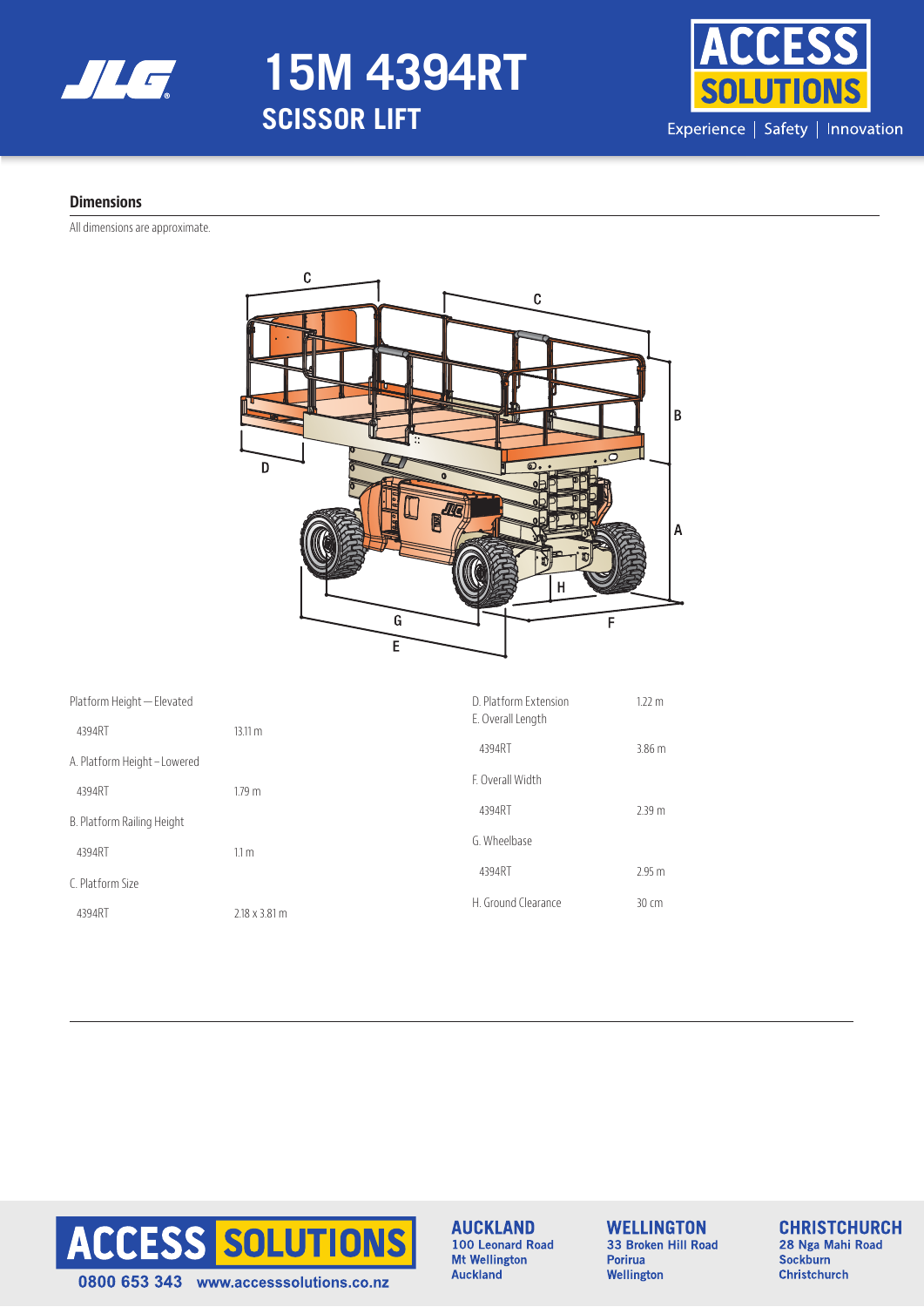# 15M 4394RT

## SCISSOR LIFT

### Dimensions

All dimensions are approximate.

C
C
B
A
D
H
G
F
E

| | |
|---|---|
| Platform Height – Elevated | |
| 4394RT | 13.11 m |
| A. Platform Height – Lowered | |
| 4394RT | 1.79 m |
| B. Platform Railing Height | |
| 4394RT | 1.1 m |
| C. Platform Size | |
| 4394RT | 2.18 x 3.81 m |

| | |
|---|---|
| D. Platform Extension | 1.22 m |
| E. Overall Length | |
| 4394RT | 3.86 m |
| F. Overall Width | |
| 4394RT | 2.39 m |
| G. Wheelbase | |
| 4394RT | 2.95 m |
| H. Ground Clearance | 30 cm |

ACCESS SOLUTIONS
0800 653 343 www.accesssolutions.co.nz

**AUCKLAND**
100 Leonard Road
Mt Wellington
Auckland

**WELLINGTON**
33 Broken Hill Road
Porirua
Wellington

**CHRISTCHURCH**
28 Nga Mahi Road
Sockburn
Christchurch